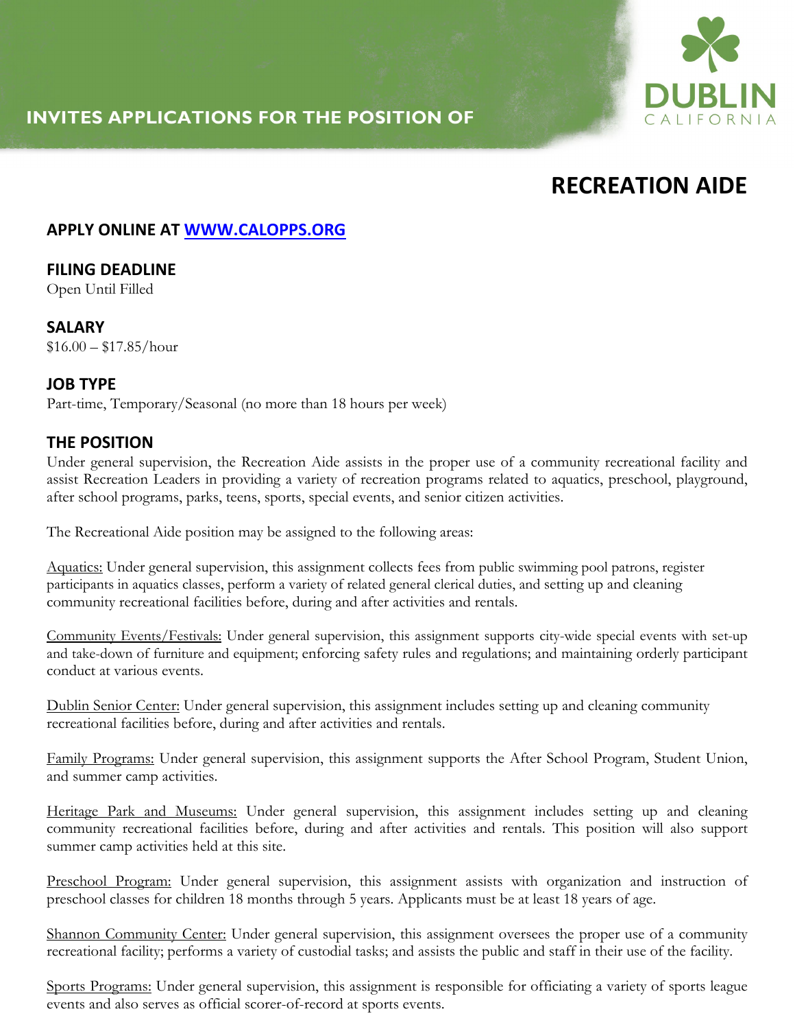DUBLIN CALIFORNIA

**INVITES APPLICATIONS FOR THE POSITION OF**

# RECREATION AIDE

## APPLY ONLINE AT [WWW.CALOPPS.ORG](http://www.calopps.org)

## FILING DEADLINE

Open Until Filled

## SALARY

$16.00 – $17.85/hour

## JOB TYPE

Part-time, Temporary/Seasonal (no more than 18 hours per week)

## THE POSITION

Under general supervision, the Recreation Aide assists in the proper use of a community recreational facility and assist Recreation Leaders in providing a variety of recreation programs related to aquatics, preschool, playground, after school programs, parks, teens, sports, special events, and senior citizen activities.

The Recreational Aide position may be assigned to the following areas:

Aquatics: Under general supervision, this assignment collects fees from public swimming pool patrons, register participants in aquatics classes, perform a variety of related general clerical duties, and setting up and cleaning community recreational facilities before, during and after activities and rentals.

Community Events/Festivals: Under general supervision, this assignment supports city-wide special events with set-up and take-down of furniture and equipment; enforcing safety rules and regulations; and maintaining orderly participant conduct at various events.

Dublin Senior Center: Under general supervision, this assignment includes setting up and cleaning community recreational facilities before, during and after activities and rentals.

Family Programs: Under general supervision, this assignment supports the After School Program, Student Union, and summer camp activities.

Heritage Park and Museums: Under general supervision, this assignment includes setting up and cleaning community recreational facilities before, during and after activities and rentals. This position will also support summer camp activities held at this site.

Preschool Program: Under general supervision, this assignment assists with organization and instruction of preschool classes for children 18 months through 5 years. Applicants must be at least 18 years of age.

Shannon Community Center: Under general supervision, this assignment oversees the proper use of a community recreational facility; performs a variety of custodial tasks; and assists the public and staff in their use of the facility.

Sports Programs: Under general supervision, this assignment is responsible for officiating a variety of sports league events and also serves as official scorer-of-record at sports events.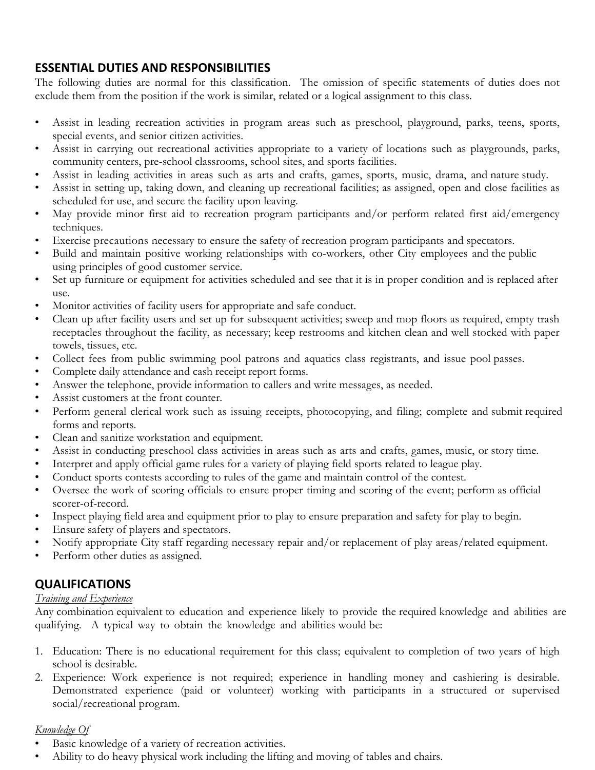## ESSENTIAL DUTIES AND RESPONSIBILITIES

The following duties are normal for this classification. The omission of specific statements of duties does not exclude them from the position if the work is similar, related or a logical assignment to this class.

- Assist in leading recreation activities in program areas such as preschool, playground, parks, teens, sports, special events, and senior citizen activities.
- Assist in carrying out recreational activities appropriate to a variety of locations such as playgrounds, parks, community centers, pre-school classrooms, school sites, and sports facilities.
- Assist in leading activities in areas such as arts and crafts, games, sports, music, drama, and nature study.
- Assist in setting up, taking down, and cleaning up recreational facilities; as assigned, open and close facilities as scheduled for use, and secure the facility upon leaving.
- May provide minor first aid to recreation program participants and/or perform related first aid/emergency techniques.
- Exercise precautions necessary to ensure the safety of recreation program participants and spectators.
- Build and maintain positive working relationships with co-workers, other City employees and the public using principles of good customer service.
- Set up furniture or equipment for activities scheduled and see that it is in proper condition and is replaced after use.
- Monitor activities of facility users for appropriate and safe conduct.
- Clean up after facility users and set up for subsequent activities; sweep and mop floors as required, empty trash receptacles throughout the facility, as necessary; keep restrooms and kitchen clean and well stocked with paper towels, tissues, etc.
- Collect fees from public swimming pool patrons and aquatics class registrants, and issue pool passes.
- Complete daily attendance and cash receipt report forms.
- Answer the telephone, provide information to callers and write messages, as needed.
- Assist customers at the front counter.
- Perform general clerical work such as issuing receipts, photocopying, and filing; complete and submit required forms and reports.
- Clean and sanitize workstation and equipment.
- Assist in conducting preschool class activities in areas such as arts and crafts, games, music, or story time.
- Interpret and apply official game rules for a variety of playing field sports related to league play.
- Conduct sports contests according to rules of the game and maintain control of the contest.
- Oversee the work of scoring officials to ensure proper timing and scoring of the event; perform as official scorer-of-record.
- Inspect playing field area and equipment prior to play to ensure preparation and safety for play to begin.
- Ensure safety of players and spectators.
- Notify appropriate City staff regarding necessary repair and/or replacement of play areas/related equipment.
- Perform other duties as assigned.

## QUALIFICATIONS

*Training and Experience*

Any combination equivalent to education and experience likely to provide the required knowledge and abilities are qualifying. A typical way to obtain the knowledge and abilities would be:

1. Education: There is no educational requirement for this class; equivalent to completion of two years of high school is desirable.
2. Experience: Work experience is not required; experience in handling money and cashiering is desirable. Demonstrated experience (paid or volunteer) working with participants in a structured or supervised social/recreational program.

*Knowledge Of*

- Basic knowledge of a variety of recreation activities.
- Ability to do heavy physical work including the lifting and moving of tables and chairs.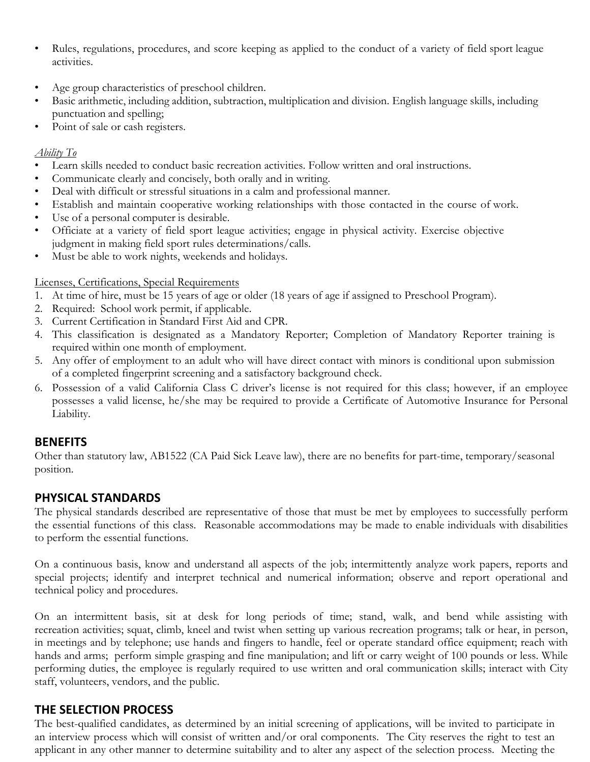- Rules, regulations, procedures, and score keeping as applied to the conduct of a variety of field sport league activities.
- Age group characteristics of preschool children.
- Basic arithmetic, including addition, subtraction, multiplication and division. English language skills, including punctuation and spelling;
- Point of sale or cash registers.

*Ability To*

- Learn skills needed to conduct basic recreation activities. Follow written and oral instructions.
- Communicate clearly and concisely, both orally and in writing.
- Deal with difficult or stressful situations in a calm and professional manner.
- Establish and maintain cooperative working relationships with those contacted in the course of work.
- Use of a personal computer is desirable.
- Officiate at a variety of field sport league activities; engage in physical activity. Exercise objective judgment in making field sport rules determinations/calls.
- Must be able to work nights, weekends and holidays.

Licenses, Certifications, Special Requirements

1. At time of hire, must be 15 years of age or older (18 years of age if assigned to Preschool Program).
2. Required: School work permit, if applicable.
3. Current Certification in Standard First Aid and CPR.
4. This classification is designated as a Mandatory Reporter; Completion of Mandatory Reporter training is required within one month of employment.
5. Any offer of employment to an adult who will have direct contact with minors is conditional upon submission of a completed fingerprint screening and a satisfactory background check.
6. Possession of a valid California Class C driver's license is not required for this class; however, if an employee possesses a valid license, he/she may be required to provide a Certificate of Automotive Insurance for Personal Liability.

## BENEFITS

Other than statutory law, AB1522 (CA Paid Sick Leave law), there are no benefits for part-time, temporary/seasonal position.

## PHYSICAL STANDARDS

The physical standards described are representative of those that must be met by employees to successfully perform the essential functions of this class. Reasonable accommodations may be made to enable individuals with disabilities to perform the essential functions.

On a continuous basis, know and understand all aspects of the job; intermittently analyze work papers, reports and special projects; identify and interpret technical and numerical information; observe and report operational and technical policy and procedures.

On an intermittent basis, sit at desk for long periods of time; stand, walk, and bend while assisting with recreation activities; squat, climb, kneel and twist when setting up various recreation programs; talk or hear, in person, in meetings and by telephone; use hands and fingers to handle, feel or operate standard office equipment; reach with hands and arms; perform simple grasping and fine manipulation; and lift or carry weight of 100 pounds or less. While performing duties, the employee is regularly required to use written and oral communication skills; interact with City staff, volunteers, vendors, and the public.

## THE SELECTION PROCESS

The best-qualified candidates, as determined by an initial screening of applications, will be invited to participate in an interview process which will consist of written and/or oral components. The City reserves the right to test an applicant in any other manner to determine suitability and to alter any aspect of the selection process. Meeting the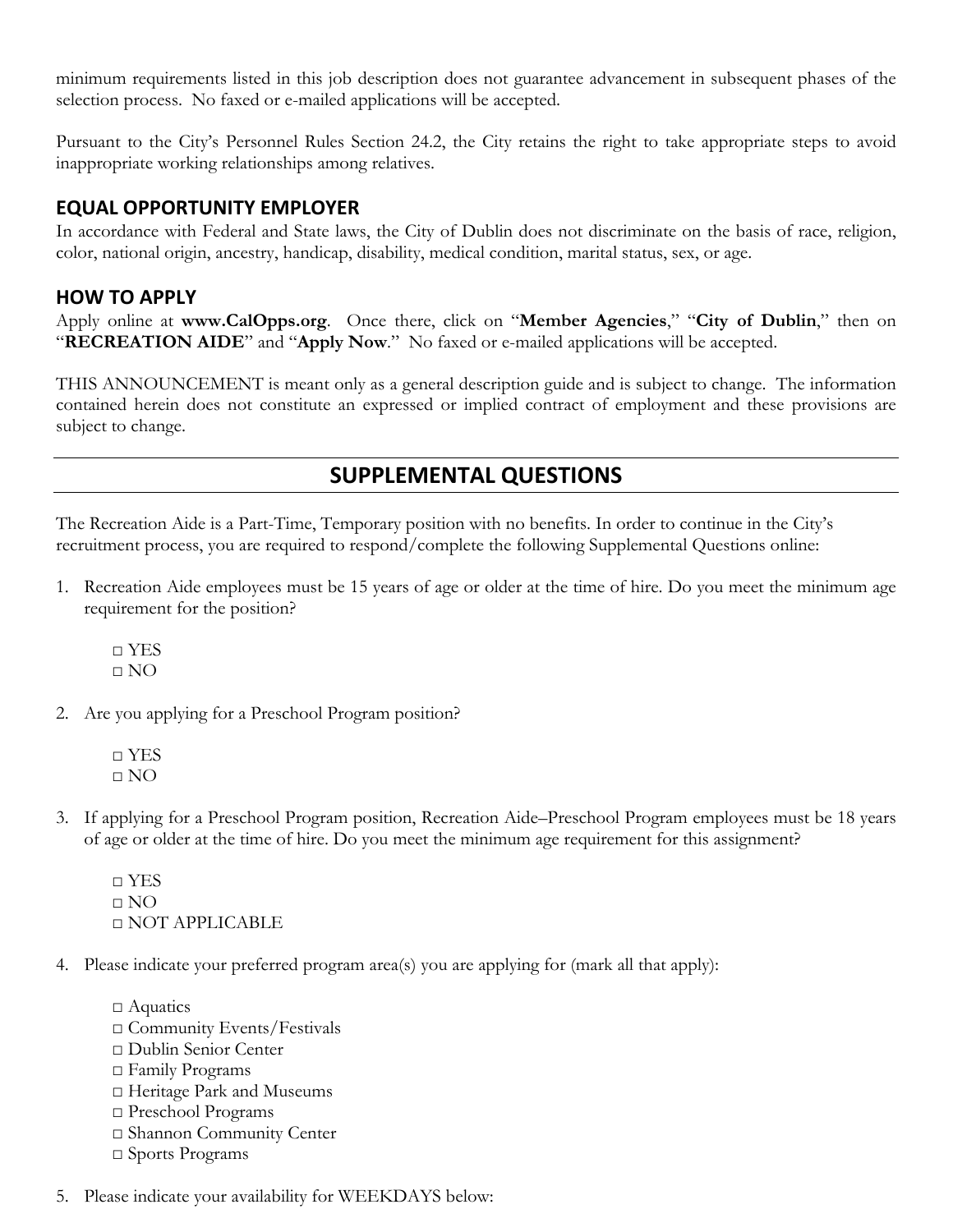minimum requirements listed in this job description does not guarantee advancement in subsequent phases of the selection process. No faxed or e-mailed applications will be accepted.

Pursuant to the City's Personnel Rules Section 24.2, the City retains the right to take appropriate steps to avoid inappropriate working relationships among relatives.

## EQUAL OPPORTUNITY EMPLOYER

In accordance with Federal and State laws, the City of Dublin does not discriminate on the basis of race, religion, color, national origin, ancestry, handicap, disability, medical condition, marital status, sex, or age.

## HOW TO APPLY

Apply online at **www.CalOpps.org**. Once there, click on "**Member Agencies**," "**City of Dublin**," then on "**RECREATION AIDE**" and "**Apply Now**." No faxed or e-mailed applications will be accepted.

THIS ANNOUNCEMENT is meant only as a general description guide and is subject to change. The information contained herein does not constitute an expressed or implied contract of employment and these provisions are subject to change.

## SUPPLEMENTAL QUESTIONS

The Recreation Aide is a Part-Time, Temporary position with no benefits. In order to continue in the City's recruitment process, you are required to respond/complete the following Supplemental Questions online:

1. Recreation Aide employees must be 15 years of age or older at the time of hire. Do you meet the minimum age requirement for the position?

   □ YES
   □ NO

2. Are you applying for a Preschool Program position?

   □ YES
   □ NO

3. If applying for a Preschool Program position, Recreation Aide–Preschool Program employees must be 18 years of age or older at the time of hire. Do you meet the minimum age requirement for this assignment?

   □ YES
   □ NO
   □ NOT APPLICABLE

4. Please indicate your preferred program area(s) you are applying for (mark all that apply):

   □ Aquatics
   □ Community Events/Festivals
   □ Dublin Senior Center
   □ Family Programs
   □ Heritage Park and Museums
   □ Preschool Programs
   □ Shannon Community Center
   □ Sports Programs

5. Please indicate your availability for WEEKDAYS below: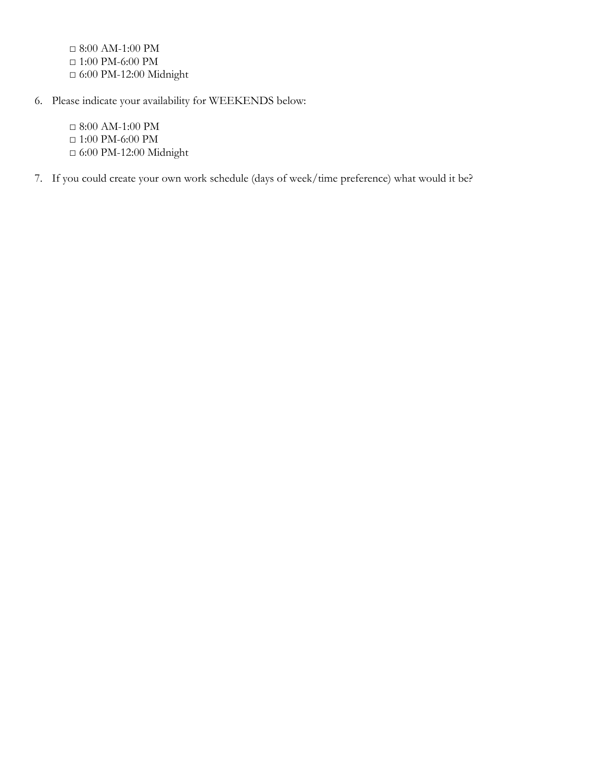□ 8:00 AM-1:00 PM
□ 1:00 PM-6:00 PM
□ 6:00 PM-12:00 Midnight

6. Please indicate your availability for WEEKENDS below:

   □ 8:00 AM-1:00 PM
   □ 1:00 PM-6:00 PM
   □ 6:00 PM-12:00 Midnight

7. If you could create your own work schedule (days of week/time preference) what would it be?